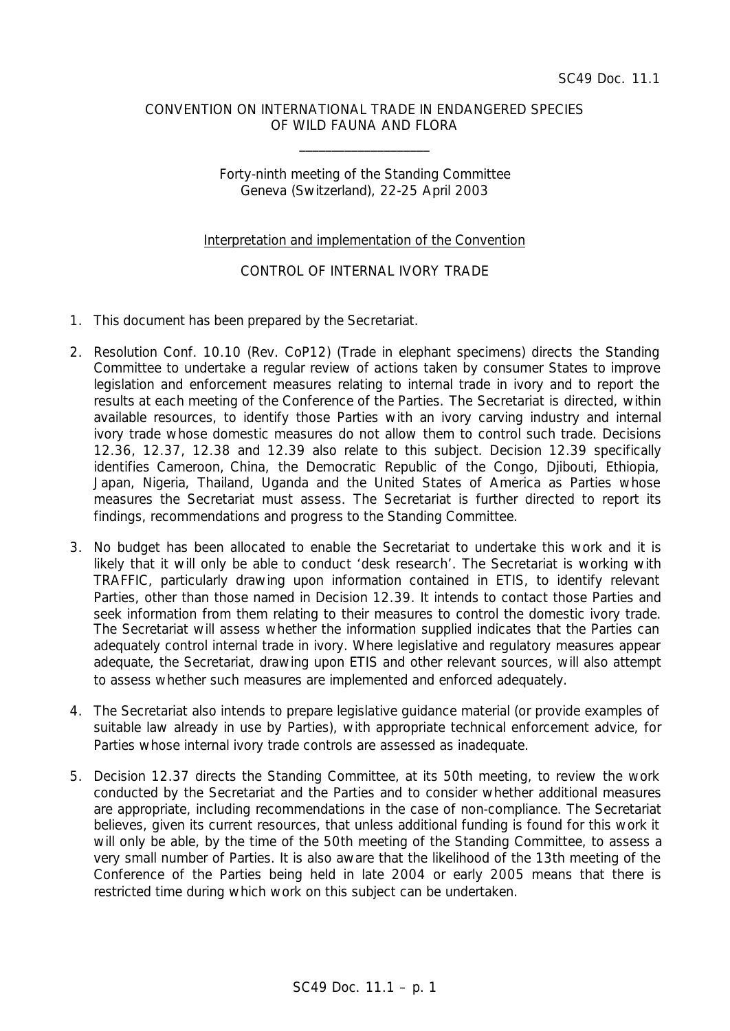SC49 Doc. 11.1

CONVENTION ON INTERNATIONAL TRADE IN ENDANGERED SPECIES
OF WILD FAUNA AND FLORA

\_\_\_\_\_\_\_\_\_\_\_\_\_\_\_\_\_\_\_\_

Forty-ninth meeting of the Standing Committee
Geneva (Switzerland), 22-25 April 2003

Interpretation and implementation of the Convention

CONTROL OF INTERNAL IVORY TRADE

1. This document has been prepared by the Secretariat.

2. Resolution Conf. 10.10 (Rev. CoP12) (Trade in elephant specimens) directs the Standing Committee to undertake a regular review of actions taken by consumer States to improve legislation and enforcement measures relating to internal trade in ivory and to report the results at each meeting of the Conference of the Parties. The Secretariat is directed, within available resources, to identify those Parties with an ivory carving industry and internal ivory trade whose domestic measures do not allow them to control such trade. Decisions 12.36, 12.37, 12.38 and 12.39 also relate to this subject. Decision 12.39 specifically identifies Cameroon, China, the Democratic Republic of the Congo, Djibouti, Ethiopia, Japan, Nigeria, Thailand, Uganda and the United States of America as Parties whose measures the Secretariat must assess. The Secretariat is further directed to report its findings, recommendations and progress to the Standing Committee.

3. No budget has been allocated to enable the Secretariat to undertake this work and it is likely that it will only be able to conduct 'desk research'. The Secretariat is working with TRAFFIC, particularly drawing upon information contained in ETIS, to identify relevant Parties, other than those named in Decision 12.39. It intends to contact those Parties and seek information from them relating to their measures to control the domestic ivory trade. The Secretariat will assess whether the information supplied indicates that the Parties can adequately control internal trade in ivory. Where legislative and regulatory measures appear adequate, the Secretariat, drawing upon ETIS and other relevant sources, will also attempt to assess whether such measures are implemented and enforced adequately.

4. The Secretariat also intends to prepare legislative guidance material (or provide examples of suitable law already in use by Parties), with appropriate technical enforcement advice, for Parties whose internal ivory trade controls are assessed as inadequate.

5. Decision 12.37 directs the Standing Committee, at its 50th meeting, to review the work conducted by the Secretariat and the Parties and to consider whether additional measures are appropriate, including recommendations in the case of non-compliance. The Secretariat believes, given its current resources, that unless additional funding is found for this work it will only be able, by the time of the 50th meeting of the Standing Committee, to assess a very small number of Parties. It is also aware that the likelihood of the 13th meeting of the Conference of the Parties being held in late 2004 or early 2005 means that there is restricted time during which work on this subject can be undertaken.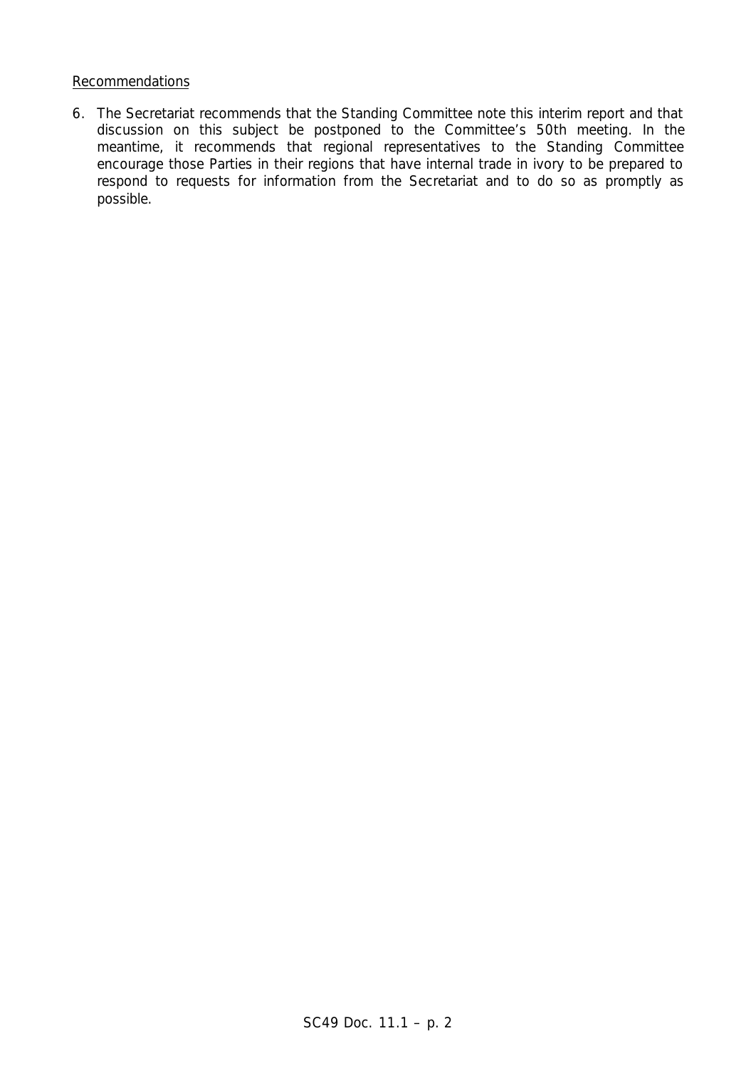Recommendations

6. The Secretariat recommends that the Standing Committee note this interim report and that discussion on this subject be postponed to the Committee's 50th meeting. In the meantime, it recommends that regional representatives to the Standing Committee encourage those Parties in their regions that have internal trade in ivory to be prepared to respond to requests for information from the Secretariat and to do so as promptly as possible.